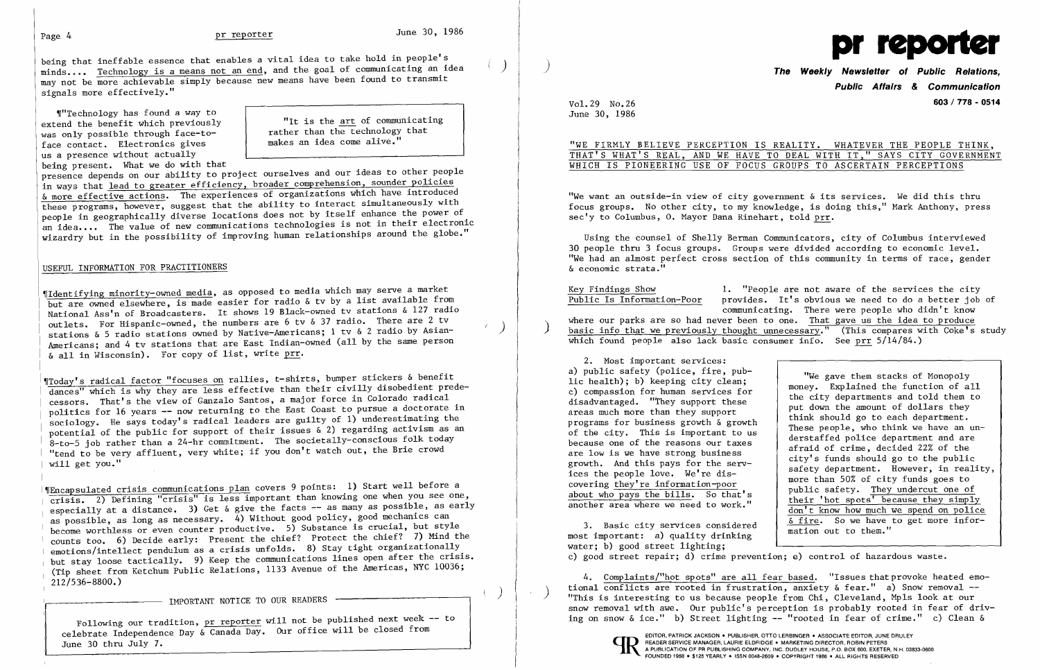being that ineffable essence that enables a vital idea to take hold in people's minds.... Technology is a means not an end, and the goal of communicating an idea may not be more achievable simply because new means have been found to transmit signals more effectively."

¶"Technology has found a way to extend the benefit which previously was only possible through face-to-face contact. Electronics gives us a presence without actually being present. What we do with that presence depends on our ability to project ourselves and our ideas to other people in ways that lead to greater efficiency, broader comprehension, sounder policies & more effective actions. The experiences of organizations which have introduced these programs, however, suggest that the ability to interact simultaneously with people in geographically diverse locations does not by itself enhance the power of an idea.... The value of new communications technologies is not in their electronic wizardry but in the possibility of improving human relationships around the globe."

> "It is the art of communicating rather than the technology that makes an idea come alive."

## USEFUL INFORMATION FOR PRACTITIONERS

¶Identifying minority-owned media, as opposed to media which may serve a market but are owned elsewhere, is made easier for radio & tv by a list available from National Ass'n of Broadcasters. It shows 19 Black-owned tv stations & 127 radio outlets. For Hispanic-owned, the numbers are 6 tv & 37 radio. There are 2 tv stations & 5 radio stations owned by Native-Americans; 1 tv & 2 radio by Asian-Americans; and 4 tv stations that are East Indian-owned (all by the same person & all in Wisconsin). For copy of list, write prr.

¶Today's radical factor "focuses on rallies, t-shirts, bumper stickers & benefit dances" which is why they are less effective than their civilly disobedient predecessors. That's the view of Ganzalo Santos, a major force in Colorado radical politics for 16 years -- now returning to the East Coast to pursue a doctorate in sociology. He says today's radical leaders are guilty of 1) underestimating the potential of the public for support of their issues & 2) regarding activism as an 8-to-5 job rather than a 24-hr commitment. The societally-conscious folk today "tend to be very affluent, very white; if you don't watch out, the Brie crowd will get you."

¶Encapsulated crisis communications plan covers 9 points: 1) Start well before a crisis. 2) Defining "crisis" is less important than knowing one when you see one, especially at a distance. 3) Get & give the facts -- as many as possible, as early as possible, as long as necessary. 4) Without good policy, good mechanics can become worthless or even counter productive. 5) Substance is crucial, but style counts too. 6) Decide early: Present the chief? Protect the chief? 7) Mind the emotions/intellect pendulum as a crisis unfolds. 8) Stay tight organizationally but stay loose tactically. 9) Keep the communications lines open after the crisis. (Tip sheet from Ketchum Public Relations, 1133 Avenue of the Americas, NYC 10036; 212/536-8800.)

**IMPORTANT NOTICE TO OUR READERS**

Following our tradition, pr reporter will not be published next week -- to celebrate Independence Day & Canada Day. Our office will be closed from June 30 thru July 7.

# pr reporter

**The Weekly Newsletter of Public Relations, Public Affairs & Communication**

603 / 778 - 0514

Vol.29 No.26
June 30, 1986

## "WE FIRMLY BELIEVE PERCEPTION IS REALITY. WHATEVER THE PEOPLE THINK, THAT'S WHAT'S REAL, AND WE HAVE TO DEAL WITH IT," SAYS CITY GOVERNMENT WHICH IS PIONEERING USE OF FOCUS GROUPS TO ASCERTAIN PERCEPTIONS

"We want an outside-in view of city government & its services. We did this thru focus groups. No other city, to my knowledge, is doing this," Mark Anthony, press sec'y to Columbus, O. Mayor Dana Rinehart, told prr.

Using the counsel of Shelly Berman Communicators, city of Columbus interviewed 30 people thru 3 focus groups. Groups were divided according to economic level. "We had an almost perfect cross section of this community in terms of race, gender & economic strata."

**Key Findings Show Public Is Information-Poor**

1. "People are not aware of the services the city provides. It's obvious we need to do a better job of communicating. There were people who didn't know where our parks are so had never been to one. That gave us the idea to produce basic info that we previously thought unnecessary." (This compares with Coke's study which found people also lack basic consumer info. See prr 5/14/84.)

2. Most important services: a) public safety (police, fire, public health); b) keeping city clean; c) compassion for human services for disadvantaged. "They support these areas much more than they support programs for business growth & growth of the city. This is important to us because one of the reasons our taxes are low is we have strong business growth. And this pays for the services the people love. We're discovering they're information-poor about who pays the bills. So that's another area where we need to work."

> "We gave them stacks of Monopoly money. Explained the function of all the city departments and told them to put down the amount of dollars they think should go to each department. These people, who think we have an understaffed police department and are afraid of crime, decided 22% of the city's funds should go to the public safety department. However, in reality, more than 50% of city funds goes to public safety. They undercut one of their 'hot spots' because they simply don't know how much we spend on police & fire. So we have to get more information out to them."

3. Basic city services considered most important: a) quality drinking water; b) good street lighting; c) good street repair; d) crime prevention; e) control of hazardous waste.

4. Complaints/"hot spots" are all fear based. "Issues that provoke heated emotional conflicts are rooted in frustration, anxiety & fear." a) Snow removal -- "This is interesting to us because people from Chi, Cleveland, Mpls look at our snow removal with awe. Our public's perception is probably rooted in fear of driving on snow & ice." b) Street lighting -- "rooted in fear of crime." c) Clean &

EDITOR, PATRICK JACKSON • PUBLISHER, OTTO LERBINGER • ASSOCIATE EDITOR, JUNE DRULEY
READER SERVICE MANAGER, LAURIE ELDRIDGE • MARKETING DIRECTOR, ROBIN PETERS
A PUBLICATION OF PR PUBLISHING COMPANY, INC. DUDLEY HOUSE, P.O. BOX 600, EXETER, N.H. 03833-0600
FOUNDED 1958 • $125 YEARLY • ISSN 0048-2609 • COPYRIGHT 1986 • ALL RIGHTS RESERVED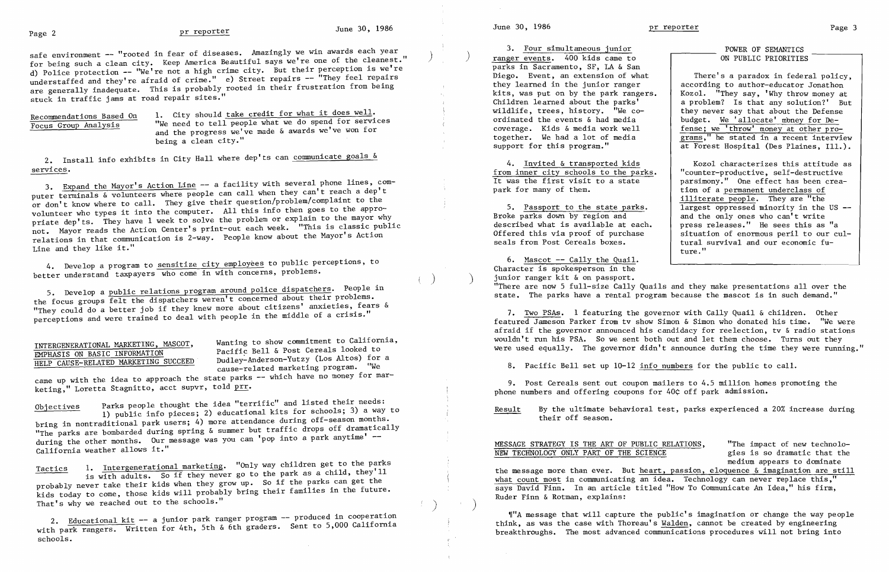safe environment -- "rooted in fear of diseases. Amazingly we win awards each year for being such a clean city. Keep America Beautiful says we're one of the cleanest." d) Police protection -- "We're not a high crime city. But their perception is we're understaffed and they're afraid of crime." e) Street repairs -- "They feel repairs are generally inadequate. This is probably rooted in their frustration from being stuck in traffic jams at road repair sites."

Recommendations Based On Focus Group Analysis

1. City should take credit for what it does well. "We need to tell people what we do spend for services and the progress we've made & awards we've won for being a clean city."

2. Install info exhibits in City Hall where dep'ts can communicate goals & services.

3. Expand the Mayor's Action Line -- a facility with several phone lines, computer terminals & volunteers where people can call when they can't reach a dep't or don't know where to call. They give their question/problem/complaint to the volunteer who types it into the computer. All this info then goes to the appropriate dep'ts. They have 1 week to solve the problem or explain to the mayor why not. Mayor reads the Action Center's print-out each week. "This is classic public relations in that communication is 2-way. People know about the Mayor's Action Line and they like it."

4. Develop a program to sensitize city employees to public perceptions, to better understand taxpayers who come in with concerns, problems.

5. Develop a public relations program around police dispatchers. People in the focus groups felt the dispatchers weren't concerned about their problems. "They could do a better job if they knew more about citizens' anxieties, fears & perceptions and were trained to deal with people in the middle of a crisis."

## INTERGENERATIONAL MARKETING, MASCOT, EMPHASIS ON BASIC INFORMATION HELP CAUSE-RELATED MARKETING SUCCEED

Wanting to show commitment to California, Pacific Bell & Post Cereals looked to Dudley-Anderson-Yutzy (Los Altos) for a cause-related marketing program. "We came up with the idea to approach the state parks -- which have no money for marketing," Loretta Stagnitto, acct supvr, told prr.

Objectives

Parks people thought the idea "terrific" and listed their needs: 1) public info pieces; 2) educational kits for schools; 3) a way to bring in nontraditional park users; 4) more attendance during off-season months. "The parks are bombarded during spring & summer but traffic drops off dramatically during the other months. Our message was you can 'pop into a park anytime' -- California weather allows it."

Tactics

1. Intergenerational marketing. "Only way children get to the parks is with adults. So if they never go to the park as a child, they'll probably never take their kids when they grow up. So if the parks can get the kids today to come, those kids will probably bring their families in the future. That's why we reached out to the schools."

2. Educational kit -- a junior park ranger program -- produced in cooperation with park rangers. Written for 4th, 5th & 6th graders. Sent to 5,000 California schools.

3. Four simultaneous junior ranger events. 400 kids came to parks in Sacramento, SF, LA & San Diego. Event, an extension of what they learned in the junior ranger kits, was put on by the park rangers. Children learned about the parks' wildlife, trees, history. "We coordinated the events & had media coverage. Kids & media work well together. We had a lot of media support for this program."

4. Invited & transported kids from inner city schools to the parks. It was the first visit to a state park for many of them.

5. Passport to the state parks. Broke parks down by region and described what is available at each. Offered this via proof of purchase seals from Post Cereals boxes.

6. Mascot -- Cally the Quail. Character is spokesperson in the junior ranger kit & on passport. "There are now 5 full-size Cally Quails and they make presentations all over the state. The parks have a rental program because the mascot is in such demand."

7. Two PSAs. 1 featuring the governor with Cally Quail & children. Other featured Jameson Parker from tv show Simon & Simon who donated his time. "We were afraid if the governor announced his candidacy for reelection, tv & radio stations wouldn't run his PSA. So we sent both out and let them choose. Turns out they were used equally. The governor didn't announce during the time they were running."

8. Pacific Bell set up 10-12 info numbers for the public to call.

9. Post Cereals sent out coupon mailers to 4.5 million homes promoting the phone numbers and offering coupons for 40¢ off park admission.

Result

By the ultimate behavioral test, parks experienced a 20% increase during their off season.

### POWER OF SEMANTICS ON PUBLIC PRIORITIES

There's a paradox in federal policy, according to author-educator Jonathon Kozol. "They say, 'Why throw money at a problem? Is that any solution?' But they never say that about the Defense budget. We 'allocate' money for Defense; we 'throw' money at other programs," he stated in a recent interview at Forest Hospital (Des Plaines, Ill.).

Kozol characterizes this attitude as "counter-productive, self-destructive parsimony." One effect has been creation of a permanent underclass of illiterate people. They are "the largest oppressed minority in the US -- and the only ones who can't write press releases." He sees this as "a situation of enormous peril to our cultural survival and our economic future."

## MESSAGE STRATEGY IS THE ART OF PUBLIC RELATIONS, NEW TECHNOLOGY ONLY PART OF THE SCIENCE

"The impact of new technologies is so dramatic that the medium appears to dominate the message more than ever. But heart, passion, eloquence & imagination are still what count most in communicating an idea. Technology can never replace this," says David Finn. In an article titled "How To Communicate An Idea," his firm, Ruder Finn & Rotman, explains:

¶"A message that will capture the public's imagination or change the way people think, as was the case with Thoreau's Walden, cannot be created by engineering breakthroughs. The most advanced communications procedures will not bring into